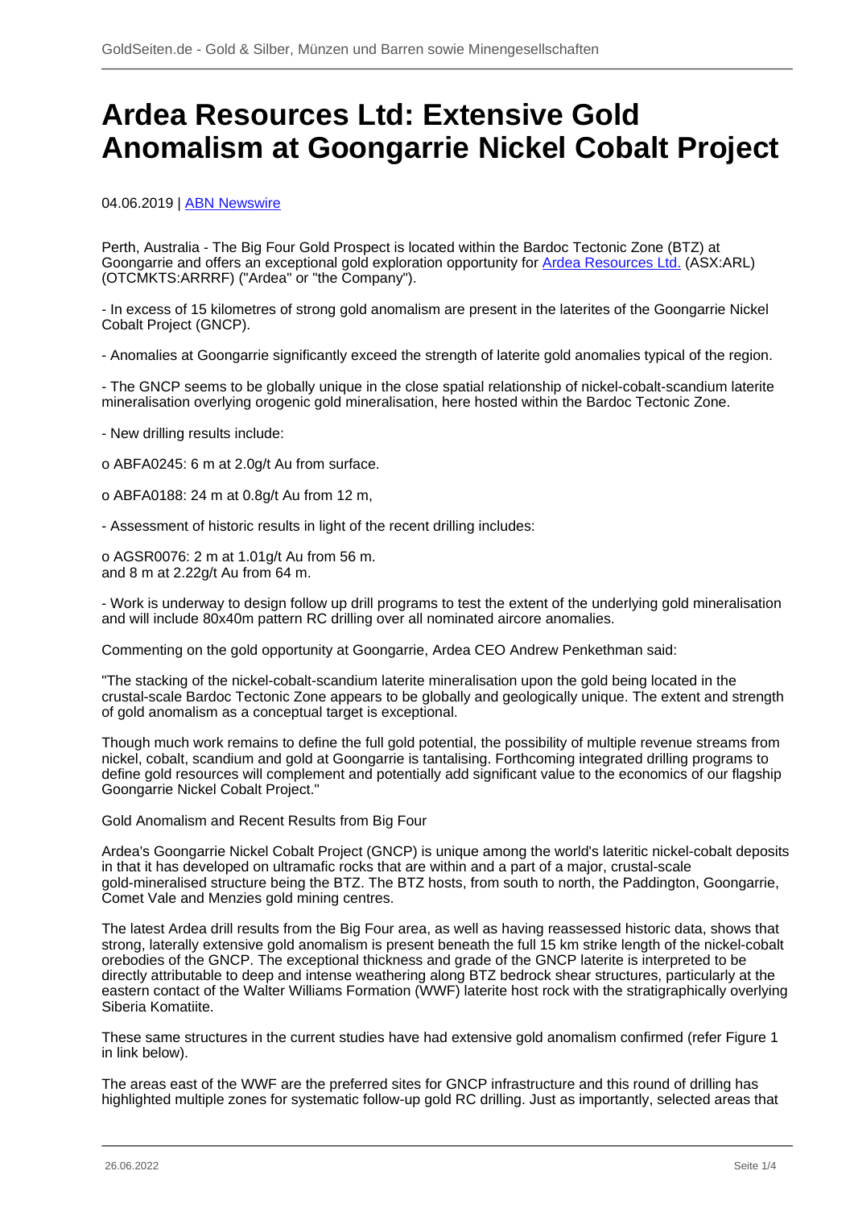# Ardea Resources Ltd: Extensive Gold Anomalism at Goongarrie Nickel Cobalt Project

04.06.2019 | ABN Newswire

Perth, Australia - The Big Four Gold Prospect is located within the Bardoc Tectonic Zone (BTZ) at Goongarrie and offers an exceptional gold exploration opportunity for Ardea Resources Ltd. (ASX:ARL) (OTCMKTS:ARRRF) ("Ardea" or "the Company").

- In excess of 15 kilometres of strong gold anomalism are present in the laterites of the Goongarrie Nickel Cobalt Project (GNCP).

- Anomalies at Goongarrie significantly exceed the strength of laterite gold anomalies typical of the region.

- The GNCP seems to be globally unique in the close spatial relationship of nickel-cobalt-scandium laterite mineralisation overlying orogenic gold mineralisation, here hosted within the Bardoc Tectonic Zone.

- New drilling results include:

o ABFA0245: 6 m at 2.0g/t Au from surface.

o ABFA0188: 24 m at 0.8g/t Au from 12 m,

- Assessment of historic results in light of the recent drilling includes:

o AGSR0076: 2 m at 1.01g/t Au from 56 m.
and 8 m at 2.22g/t Au from 64 m.

- Work is underway to design follow up drill programs to test the extent of the underlying gold mineralisation and will include 80x40m pattern RC drilling over all nominated aircore anomalies.

Commenting on the gold opportunity at Goongarrie, Ardea CEO Andrew Penkethman said:

"The stacking of the nickel-cobalt-scandium laterite mineralisation upon the gold being located in the crustal-scale Bardoc Tectonic Zone appears to be globally and geologically unique. The extent and strength of gold anomalism as a conceptual target is exceptional.

Though much work remains to define the full gold potential, the possibility of multiple revenue streams from nickel, cobalt, scandium and gold at Goongarrie is tantalising. Forthcoming integrated drilling programs to define gold resources will complement and potentially add significant value to the economics of our flagship Goongarrie Nickel Cobalt Project."

Gold Anomalism and Recent Results from Big Four

Ardea's Goongarrie Nickel Cobalt Project (GNCP) is unique among the world's lateritic nickel-cobalt deposits in that it has developed on ultramafic rocks that are within and a part of a major, crustal-scale gold-mineralised structure being the BTZ. The BTZ hosts, from south to north, the Paddington, Goongarrie, Comet Vale and Menzies gold mining centres.

The latest Ardea drill results from the Big Four area, as well as having reassessed historic data, shows that strong, laterally extensive gold anomalism is present beneath the full 15 km strike length of the nickel-cobalt orebodies of the GNCP. The exceptional thickness and grade of the GNCP laterite is interpreted to be directly attributable to deep and intense weathering along BTZ bedrock shear structures, particularly at the eastern contact of the Walter Williams Formation (WWF) laterite host rock with the stratigraphically overlying Siberia Komatiite.

These same structures in the current studies have had extensive gold anomalism confirmed (refer Figure 1 in link below).

The areas east of the WWF are the preferred sites for GNCP infrastructure and this round of drilling has highlighted multiple zones for systematic follow-up gold RC drilling. Just as importantly, selected areas that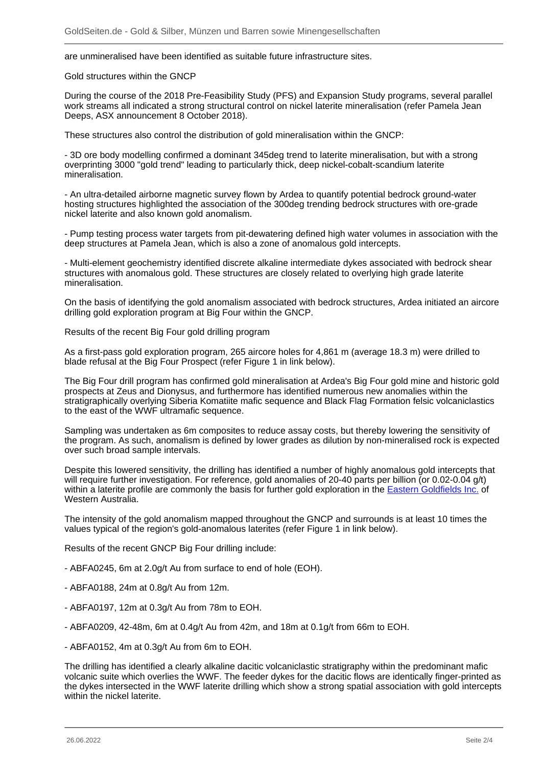are unmineralised have been identified as suitable future infrastructure sites.

Gold structures within the GNCP

During the course of the 2018 Pre-Feasibility Study (PFS) and Expansion Study programs, several parallel work streams all indicated a strong structural control on nickel laterite mineralisation (refer Pamela Jean Deeps, ASX announcement 8 October 2018).

These structures also control the distribution of gold mineralisation within the GNCP:

- 3D ore body modelling confirmed a dominant 345deg trend to laterite mineralisation, but with a strong overprinting 3000 "gold trend" leading to particularly thick, deep nickel-cobalt-scandium laterite mineralisation.

- An ultra-detailed airborne magnetic survey flown by Ardea to quantify potential bedrock ground-water hosting structures highlighted the association of the 300deg trending bedrock structures with ore-grade nickel laterite and also known gold anomalism.

- Pump testing process water targets from pit-dewatering defined high water volumes in association with the deep structures at Pamela Jean, which is also a zone of anomalous gold intercepts.

- Multi-element geochemistry identified discrete alkaline intermediate dykes associated with bedrock shear structures with anomalous gold. These structures are closely related to overlying high grade laterite mineralisation.

On the basis of identifying the gold anomalism associated with bedrock structures, Ardea initiated an aircore drilling gold exploration program at Big Four within the GNCP.

Results of the recent Big Four gold drilling program

As a first-pass gold exploration program, 265 aircore holes for 4,861 m (average 18.3 m) were drilled to blade refusal at the Big Four Prospect (refer Figure 1 in link below).

The Big Four drill program has confirmed gold mineralisation at Ardea's Big Four gold mine and historic gold prospects at Zeus and Dionysus, and furthermore has identified numerous new anomalies within the stratigraphically overlying Siberia Komatiite mafic sequence and Black Flag Formation felsic volcaniclastics to the east of the WWF ultramafic sequence.

Sampling was undertaken as 6m composites to reduce assay costs, but thereby lowering the sensitivity of the program. As such, anomalism is defined by lower grades as dilution by non-mineralised rock is expected over such broad sample intervals.

Despite this lowered sensitivity, the drilling has identified a number of highly anomalous gold intercepts that will require further investigation. For reference, gold anomalies of 20-40 parts per billion (or 0.02-0.04 g/t) within a laterite profile are commonly the basis for further gold exploration in the Eastern Goldfields Inc. of Western Australia.

The intensity of the gold anomalism mapped throughout the GNCP and surrounds is at least 10 times the values typical of the region's gold-anomalous laterites (refer Figure 1 in link below).

Results of the recent GNCP Big Four drilling include:

- ABFA0245, 6m at 2.0g/t Au from surface to end of hole (EOH).

- ABFA0188, 24m at 0.8g/t Au from 12m.

- ABFA0197, 12m at 0.3g/t Au from 78m to EOH.

- ABFA0209, 42-48m, 6m at 0.4g/t Au from 42m, and 18m at 0.1g/t from 66m to EOH.

- ABFA0152, 4m at 0.3g/t Au from 6m to EOH.

The drilling has identified a clearly alkaline dacitic volcaniclastic stratigraphy within the predominant mafic volcanic suite which overlies the WWF. The feeder dykes for the dacitic flows are identically finger-printed as the dykes intersected in the WWF laterite drilling which show a strong spatial association with gold intercepts within the nickel laterite.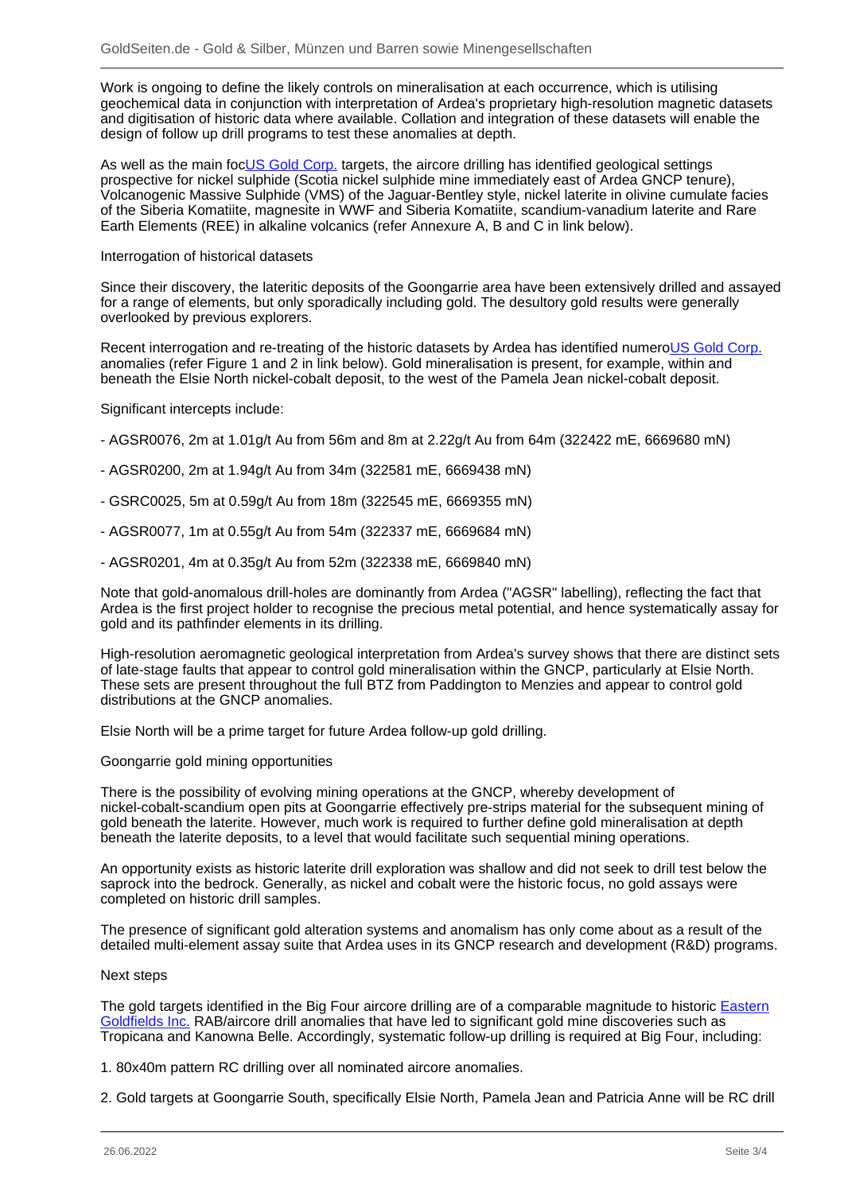Work is ongoing to define the likely controls on mineralisation at each occurrence, which is utilising geochemical data in conjunction with interpretation of Ardea's proprietary high-resolution magnetic datasets and digitisation of historic data where available. Collation and integration of these datasets will enable the design of follow up drill programs to test these anomalies at depth.

As well as the main focUS Gold Corp. targets, the aircore drilling has identified geological settings prospective for nickel sulphide (Scotia nickel sulphide mine immediately east of Ardea GNCP tenure), Volcanogenic Massive Sulphide (VMS) of the Jaguar-Bentley style, nickel laterite in olivine cumulate facies of the Siberia Komatiite, magnesite in WWF and Siberia Komatiite, scandium-vanadium laterite and Rare Earth Elements (REE) in alkaline volcanics (refer Annexure A, B and C in link below).

Interrogation of historical datasets

Since their discovery, the lateritic deposits of the Goongarrie area have been extensively drilled and assayed for a range of elements, but only sporadically including gold. The desultory gold results were generally overlooked by previous explorers.

Recent interrogation and re-treating of the historic datasets by Ardea has identified numeroUS Gold Corp. anomalies (refer Figure 1 and 2 in link below). Gold mineralisation is present, for example, within and beneath the Elsie North nickel-cobalt deposit, to the west of the Pamela Jean nickel-cobalt deposit.

Significant intercepts include:

- AGSR0076, 2m at 1.01g/t Au from 56m and 8m at 2.22g/t Au from 64m (322422 mE, 6669680 mN)

- AGSR0200, 2m at 1.94g/t Au from 34m (322581 mE, 6669438 mN)

- GSRC0025, 5m at 0.59g/t Au from 18m (322545 mE, 6669355 mN)

- AGSR0077, 1m at 0.55g/t Au from 54m (322337 mE, 6669684 mN)

- AGSR0201, 4m at 0.35g/t Au from 52m (322338 mE, 6669840 mN)

Note that gold-anomalous drill-holes are dominantly from Ardea ("AGSR" labelling), reflecting the fact that Ardea is the first project holder to recognise the precious metal potential, and hence systematically assay for gold and its pathfinder elements in its drilling.

High-resolution aeromagnetic geological interpretation from Ardea's survey shows that there are distinct sets of late-stage faults that appear to control gold mineralisation within the GNCP, particularly at Elsie North. These sets are present throughout the full BTZ from Paddington to Menzies and appear to control gold distributions at the GNCP anomalies.

Elsie North will be a prime target for future Ardea follow-up gold drilling.

Goongarrie gold mining opportunities

There is the possibility of evolving mining operations at the GNCP, whereby development of nickel-cobalt-scandium open pits at Goongarrie effectively pre-strips material for the subsequent mining of gold beneath the laterite. However, much work is required to further define gold mineralisation at depth beneath the laterite deposits, to a level that would facilitate such sequential mining operations.

An opportunity exists as historic laterite drill exploration was shallow and did not seek to drill test below the saprock into the bedrock. Generally, as nickel and cobalt were the historic focus, no gold assays were completed on historic drill samples.

The presence of significant gold alteration systems and anomalism has only come about as a result of the detailed multi-element assay suite that Ardea uses in its GNCP research and development (R&D) programs.

Next steps

The gold targets identified in the Big Four aircore drilling are of a comparable magnitude to historic Eastern Goldfields Inc. RAB/aircore drill anomalies that have led to significant gold mine discoveries such as Tropicana and Kanowna Belle. Accordingly, systematic follow-up drilling is required at Big Four, including:

1. 80x40m pattern RC drilling over all nominated aircore anomalies.

2. Gold targets at Goongarrie South, specifically Elsie North, Pamela Jean and Patricia Anne will be RC drill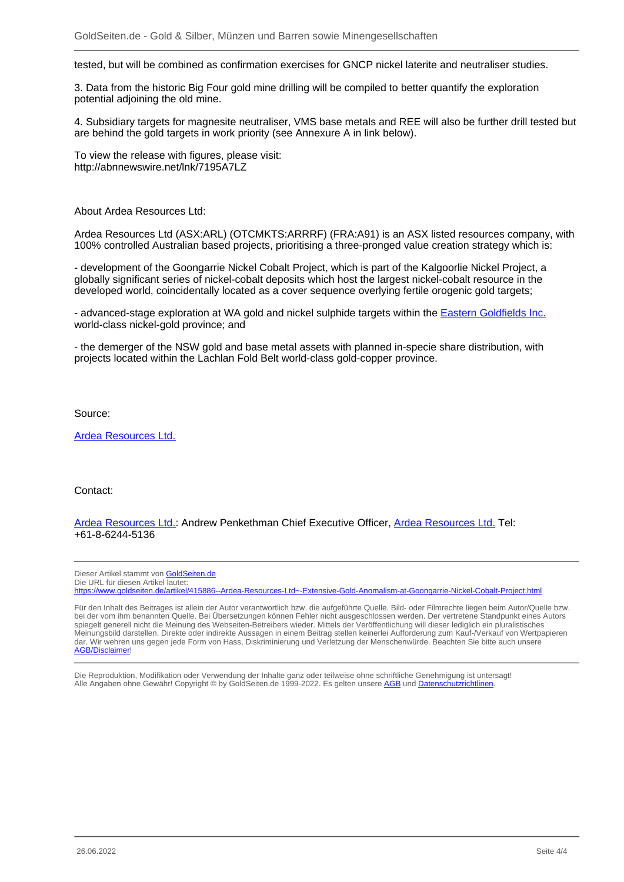tested, but will be combined as confirmation exercises for GNCP nickel laterite and neutraliser studies.

3. Data from the historic Big Four gold mine drilling will be compiled to better quantify the exploration potential adjoining the old mine.

4. Subsidiary targets for magnesite neutraliser, VMS base metals and REE will also be further drill tested but are behind the gold targets in work priority (see Annexure A in link below).

To view the release with figures, please visit:
http://abnnewswire.net/lnk/7195A7LZ

About Ardea Resources Ltd:

Ardea Resources Ltd (ASX:ARL) (OTCMKTS:ARRRF) (FRA:A91) is an ASX listed resources company, with 100% controlled Australian based projects, prioritising a three-pronged value creation strategy which is:

- development of the Goongarrie Nickel Cobalt Project, which is part of the Kalgoorlie Nickel Project, a globally significant series of nickel-cobalt deposits which host the largest nickel-cobalt resource in the developed world, coincidentally located as a cover sequence overlying fertile orogenic gold targets;

- advanced-stage exploration at WA gold and nickel sulphide targets within the Eastern Goldfields Inc. world-class nickel-gold province; and

- the demerger of the NSW gold and base metal assets with planned in-specie share distribution, with projects located within the Lachlan Fold Belt world-class gold-copper province.

Source:

Ardea Resources Ltd.

Contact:

Ardea Resources Ltd.: Andrew Penkethman Chief Executive Officer, Ardea Resources Ltd. Tel: +61-8-6244-5136

Dieser Artikel stammt von GoldSeiten.de
Die URL für diesen Artikel lautet:
https://www.goldseiten.de/artikel/415886--Ardea-Resources-Ltd~-Extensive-Gold-Anomalism-at-Goongarrie-Nickel-Cobalt-Project.html

Für den Inhalt des Beitrages ist allein der Autor verantwortlich bzw. die aufgeführte Quelle. Bild- oder Filmrechte liegen beim Autor/Quelle bzw. bei der vom ihm benannten Quelle. Bei Übersetzungen können Fehler nicht ausgeschlossen werden. Der vertretene Standpunkt eines Autors spiegelt generell nicht die Meinung des Webseiten-Betreibers wieder. Mittels der Veröffentlichung will dieser lediglich ein pluralistisches Meinungsbild darstellen. Direkte oder indirekte Aussagen in einem Beitrag stellen keinerlei Aufforderung zum Kauf-/Verkauf von Wertpapieren dar. Wir wehren uns gegen jede Form von Hass, Diskriminierung und Verletzung der Menschenwürde. Beachten Sie bitte auch unsere AGB/Disclaimer!

Die Reproduktion, Modifikation oder Verwendung der Inhalte ganz oder teilweise ohne schriftliche Genehmigung ist untersagt!
Alle Angaben ohne Gewähr! Copyright © by GoldSeiten.de 1999-2022. Es gelten unsere AGB und Datenschutzrichtlinen.